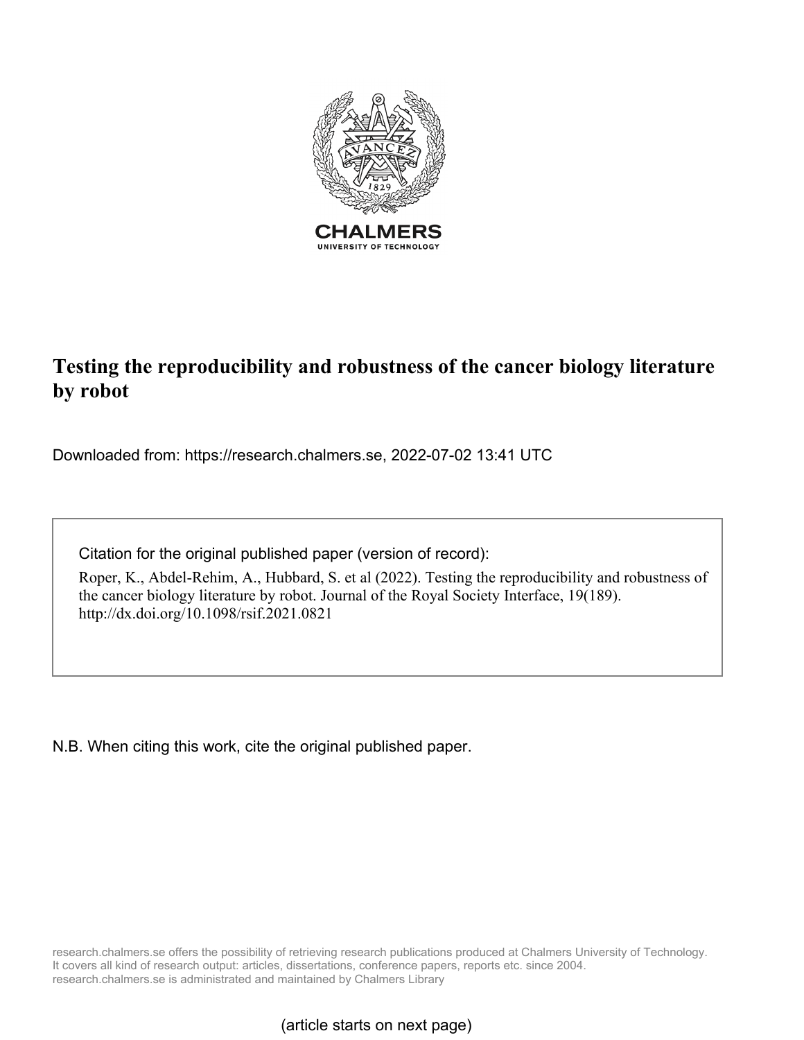CHALMERS

UNIVERSITY OF TECHNOLOGY

# Testing the reproducibility and robustness of the cancer biology literature by robot

Downloaded from: https://research.chalmers.se, 2022-07-02 13:41 UTC

Citation for the original published paper (version of record):

Roper, K., Abdel-Rehim, A., Hubbard, S. et al (2022). Testing the reproducibility and robustness of the cancer biology literature by robot. Journal of the Royal Society Interface, 19(189). http://dx.doi.org/10.1098/rsif.2021.0821

N.B. When citing this work, cite the original published paper.

research.chalmers.se offers the possibility of retrieving research publications produced at Chalmers University of Technology. It covers all kind of research output: articles, dissertations, conference papers, reports etc. since 2004. research.chalmers.se is administrated and maintained by Chalmers Library

(article starts on next page)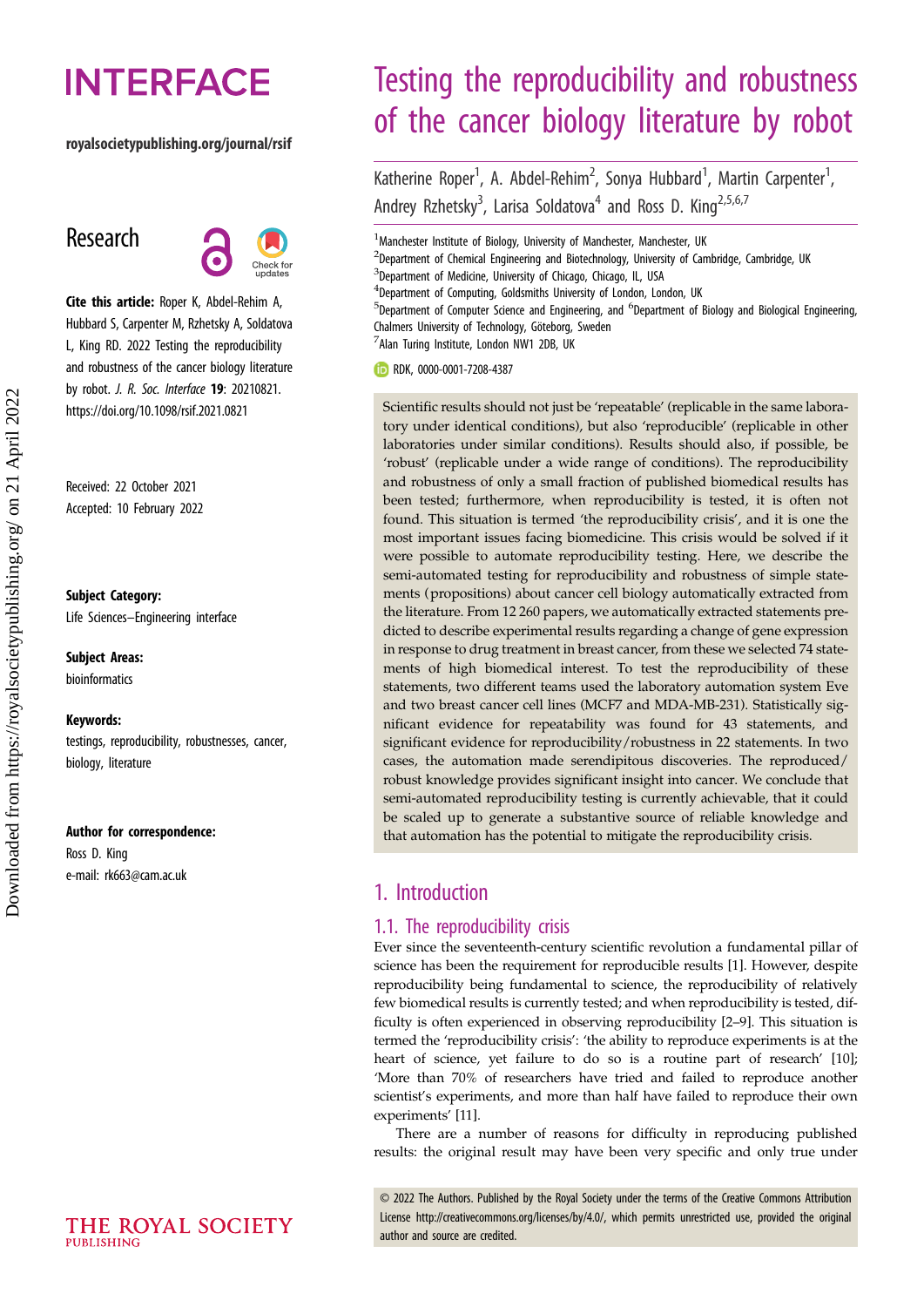# Testing the reproducibility and robustness of the cancer biology literature by robot

Katherine Roper[1], A. Abdel-Rehim[2], Sonya Hubbard[1], Martin Carpenter[1], Andrey Rzhetsky[3], Larisa Soldatova[4] and Ross D. King[2,5,6,7]

[1]Manchester Institute of Biology, University of Manchester, Manchester, UK
[2]Department of Chemical Engineering and Biotechnology, University of Cambridge, Cambridge, UK
[3]Department of Medicine, University of Chicago, Chicago, IL, USA
[4]Department of Computing, Goldsmiths University of London, London, UK
[5]Department of Computer Science and Engineering, and [6]Department of Biology and Biological Engineering, Chalmers University of Technology, Göteborg, Sweden
[7]Alan Turing Institute, London NW1 2DB, UK

RDK, 0000-0001-7208-4387

**Research**

**Cite this article:** Roper K, Abdel-Rehim A, Hubbard S, Carpenter M, Rzhetsky A, Soldatova L, King RD. 2022 Testing the reproducibility and robustness of the cancer biology literature by robot. *J. R. Soc. Interface* **19**: 20210821. https://doi.org/10.1098/rsif.2021.0821

Received: 22 October 2021
Accepted: 10 February 2022

**Subject Category:**
Life Sciences–Engineering interface

**Subject Areas:**
bioinformatics

**Keywords:**
testings, reproducibility, robustnesses, cancer, biology, literature

**Author for correspondence:**
Ross D. King
e-mail: rk663@cam.ac.uk

Scientific results should not just be 'repeatable' (replicable in the same laboratory under identical conditions), but also 'reproducible' (replicable in other laboratories under similar conditions). Results should also, if possible, be 'robust' (replicable under a wide range of conditions). The reproducibility and robustness of only a small fraction of published biomedical results has been tested; furthermore, when reproducibility is tested, it is often not found. This situation is termed 'the reproducibility crisis', and it is one the most important issues facing biomedicine. This crisis would be solved if it were possible to automate reproducibility testing. Here, we describe the semi-automated testing for reproducibility and robustness of simple statements (propositions) about cancer cell biology automatically extracted from the literature. From 12 260 papers, we automatically extracted statements predicted to describe experimental results regarding a change of gene expression in response to drug treatment in breast cancer, from these we selected 74 statements of high biomedical interest. To test the reproducibility of these statements, two different teams used the laboratory automation system Eve and two breast cancer cell lines (MCF7 and MDA-MB-231). Statistically significant evidence for repeatability was found for 43 statements, and significant evidence for reproducibility/robustness in 22 statements. In two cases, the automation made serendipitous discoveries. The reproduced/robust knowledge provides significant insight into cancer. We conclude that semi-automated reproducibility testing is currently achievable, that it could be scaled up to generate a substantive source of reliable knowledge and that automation has the potential to mitigate the reproducibility crisis.

## 1. Introduction

### 1.1. The reproducibility crisis

Ever since the seventeenth-century scientific revolution a fundamental pillar of science has been the requirement for reproducible results [1]. However, despite reproducibility being fundamental to science, the reproducibility of relatively few biomedical results is currently tested; and when reproducibility is tested, difficulty is often experienced in observing reproducibility [2–9]. This situation is termed the 'reproducibility crisis': 'the ability to reproduce experiments is at the heart of science, yet failure to do so is a routine part of research' [10]; 'More than 70% of researchers have tried and failed to reproduce another scientist's experiments, and more than half have failed to reproduce their own experiments' [11].

There are a number of reasons for difficulty in reproducing published results: the original result may have been very specific and only true under

© 2022 The Authors. Published by the Royal Society under the terms of the Creative Commons Attribution License http://creativecommons.org/licenses/by/4.0/, which permits unrestricted use, provided the original author and source are credited.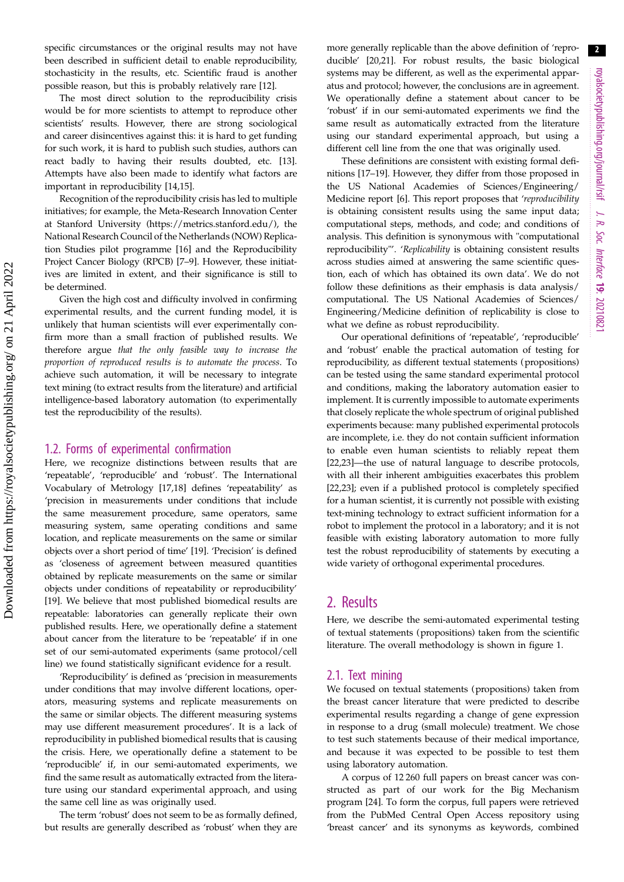specific circumstances or the original results may not have been described in sufficient detail to enable reproducibility, stochasticity in the results, etc. Scientific fraud is another possible reason, but this is probably relatively rare [12].

The most direct solution to the reproducibility crisis would be for more scientists to attempt to reproduce other scientists' results. However, there are strong sociological and career disincentives against this: it is hard to get funding for such work, it is hard to publish such studies, authors can react badly to having their results doubted, etc. [13]. Attempts have also been made to identify what factors are important in reproducibility [14,15].

Recognition of the reproducibility crisis has led to multiple initiatives; for example, the Meta-Research Innovation Center at Stanford University (https://metrics.stanford.edu/), the National Research Council of the Netherlands (NOW) Replication Studies pilot programme [16] and the Reproducibility Project Cancer Biology (RPCB) [7–9]. However, these initiatives are limited in extent, and their significance is still to be determined.

Given the high cost and difficulty involved in confirming experimental results, and the current funding model, it is unlikely that human scientists will ever experimentally confirm more than a small fraction of published results. We therefore argue *that the only feasible way to increase the proportion of reproduced results is to automate the process*. To achieve such automation, it will be necessary to integrate text mining (to extract results from the literature) and artificial intelligence-based laboratory automation (to experimentally test the reproducibility of the results).

## 1.2. Forms of experimental confirmation

Here, we recognize distinctions between results that are 'repeatable', 'reproducible' and 'robust'. The International Vocabulary of Metrology [17,18] defines 'repeatability' as 'precision in measurements under conditions that include the same measurement procedure, same operators, same measuring system, same operating conditions and same location, and replicate measurements on the same or similar objects over a short period of time' [19]. 'Precision' is defined as 'closeness of agreement between measured quantities obtained by replicate measurements on the same or similar objects under conditions of repeatability or reproducibility' [19]. We believe that most published biomedical results are repeatable: laboratories can generally replicate their own published results. Here, we operationally define a statement about cancer from the literature to be 'repeatable' if in one set of our semi-automated experiments (same protocol/cell line) we found statistically significant evidence for a result.

'Reproducibility' is defined as 'precision in measurements under conditions that may involve different locations, operators, measuring systems and replicate measurements on the same or similar objects. The different measuring systems may use different measurement procedures'. It is a lack of reproducibility in published biomedical results that is causing the crisis. Here, we operationally define a statement to be 'reproducible' if, in our semi-automated experiments, we find the same result as automatically extracted from the literature using our standard experimental approach, and using the same cell line as was originally used.

The term 'robust' does not seem to be as formally defined, but results are generally described as 'robust' when they are more generally replicable than the above definition of 'reproducible' [20,21]. For robust results, the basic biological systems may be different, as well as the experimental apparatus and protocol; however, the conclusions are in agreement. We operationally define a statement about cancer to be 'robust' if in our semi-automated experiments we find the same result as automatically extracted from the literature using our standard experimental approach, but using a different cell line from the one that was originally used.

These definitions are consistent with existing formal definitions [17–19]. However, they differ from those proposed in the US National Academies of Sciences/Engineering/Medicine report [6]. This report proposes that '*reproducibility* is obtaining consistent results using the same input data; computational steps, methods, and code; and conditions of analysis. This definition is synonymous with "computational reproducibility"'. '*Replicability* is obtaining consistent results across studies aimed at answering the same scientific question, each of which has obtained its own data'. We do not follow these definitions as their emphasis is data analysis/computational. The US National Academies of Sciences/Engineering/Medicine definition of replicability is close to what we define as robust reproducibility.

Our operational definitions of 'repeatable', 'reproducible' and 'robust' enable the practical automation of testing for reproducibility, as different textual statements (propositions) can be tested using the same standard experimental protocol and conditions, making the laboratory automation easier to implement. It is currently impossible to automate experiments that closely replicate the whole spectrum of original published experiments because: many published experimental protocols are incomplete, i.e. they do not contain sufficient information to enable even human scientists to reliably repeat them [22,23]—the use of natural language to describe protocols, with all their inherent ambiguities exacerbates this problem [22,23]; even if a published protocol is completely specified for a human scientist, it is currently not possible with existing text-mining technology to extract sufficient information for a robot to implement the protocol in a laboratory; and it is not feasible with existing laboratory automation to more fully test the robust reproducibility of statements by executing a wide variety of orthogonal experimental procedures.

# 2. Results

Here, we describe the semi-automated experimental testing of textual statements (propositions) taken from the scientific literature. The overall methodology is shown in figure 1.

## 2.1. Text mining

We focused on textual statements (propositions) taken from the breast cancer literature that were predicted to describe experimental results regarding a change of gene expression in response to a drug (small molecule) treatment. We chose to test such statements because of their medical importance, and because it was expected to be possible to test them using laboratory automation.

A corpus of 12 260 full papers on breast cancer was constructed as part of our work for the Big Mechanism program [24]. To form the corpus, full papers were retrieved from the PubMed Central Open Access repository using 'breast cancer' and its synonyms as keywords, combined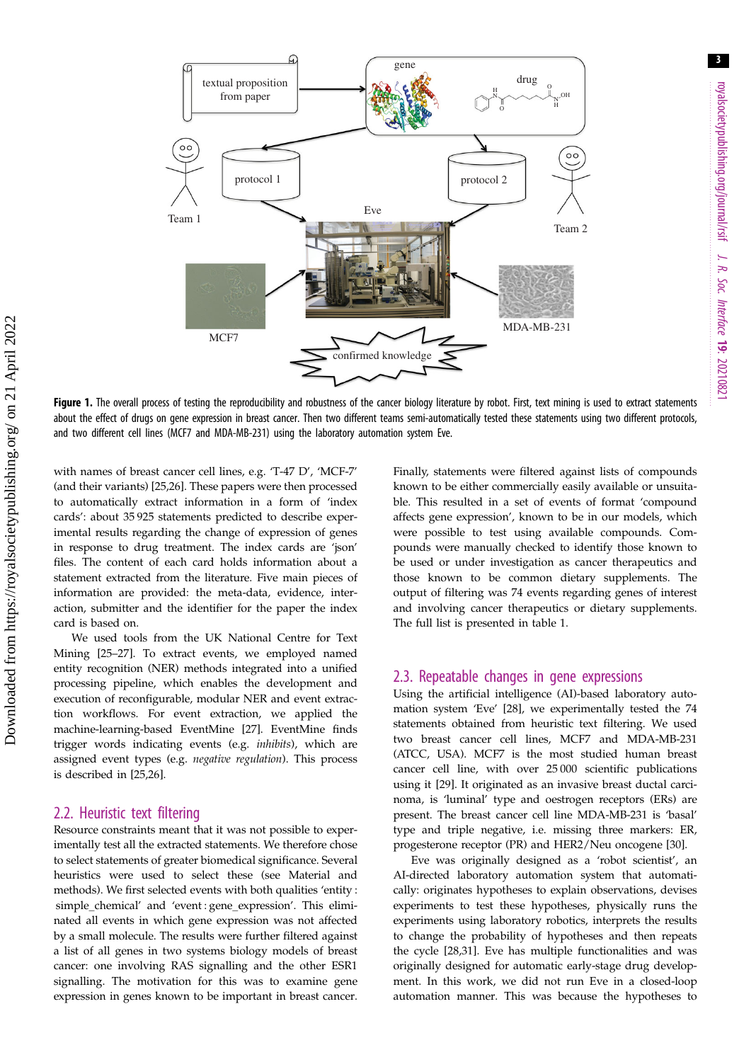**Figure 1.** The overall process of testing the reproducibility and robustness of the cancer biology literature by robot. First, text mining is used to extract statements about the effect of drugs on gene expression in breast cancer. Then two different teams semi-automatically tested these statements using two different protocols, and two different cell lines (MCF7 and MDA-MB-231) using the laboratory automation system Eve.

with names of breast cancer cell lines, e.g. 'T-47 D', 'MCF-7' (and their variants) [25,26]. These papers were then processed to automatically extract information in a form of 'index cards': about 35 925 statements predicted to describe experimental results regarding the change of expression of genes in response to drug treatment. The index cards are 'json' files. The content of each card holds information about a statement extracted from the literature. Five main pieces of information are provided: the meta-data, evidence, interaction, submitter and the identifier for the paper the index card is based on.

We used tools from the UK National Centre for Text Mining [25–27]. To extract events, we employed named entity recognition (NER) methods integrated into a unified processing pipeline, which enables the development and execution of reconfigurable, modular NER and event extraction workflows. For event extraction, we applied the machine-learning-based EventMine [27]. EventMine finds trigger words indicating events (e.g. *inhibits*), which are assigned event types (e.g. *negative regulation*). This process is described in [25,26].

## 2.2. Heuristic text filtering

Resource constraints meant that it was not possible to experimentally test all the extracted statements. We therefore chose to select statements of greater biomedical significance. Several heuristics were used to select these (see Material and methods). We first selected events with both qualities 'entity : simple_chemical' and 'event : gene_expression'. This eliminated all events in which gene expression was not affected by a small molecule. The results were further filtered against a list of all genes in two systems biology models of breast cancer: one involving RAS signalling and the other ESR1 signalling. The motivation for this was to examine gene expression in genes known to be important in breast cancer. Finally, statements were filtered against lists of compounds known to be either commercially easily available or unsuitable. This resulted in a set of events of format 'compound affects gene expression', known to be in our models, which were possible to test using available compounds. Compounds were manually checked to identify those known to be used or under investigation as cancer therapeutics and those known to be common dietary supplements. The output of filtering was 74 events regarding genes of interest and involving cancer therapeutics or dietary supplements. The full list is presented in table 1.

## 2.3. Repeatable changes in gene expressions

Using the artificial intelligence (AI)-based laboratory automation system 'Eve' [28], we experimentally tested the 74 statements obtained from heuristic text filtering. We used two breast cancer cell lines, MCF7 and MDA-MB-231 (ATCC, USA). MCF7 is the most studied human breast cancer cell line, with over 25 000 scientific publications using it [29]. It originated as an invasive breast ductal carcinoma, is 'luminal' type and oestrogen receptors (ERs) are present. The breast cancer cell line MDA-MB-231 is 'basal' type and triple negative, i.e. missing three markers: ER, progesterone receptor (PR) and HER2/Neu oncogene [30].

Eve was originally designed as a 'robot scientist', an AI-directed laboratory automation system that automatically: originates hypotheses to explain observations, devises experiments to test these hypotheses, physically runs the experiments using laboratory robotics, interprets the results to change the probability of hypotheses and then repeats the cycle [28,31]. Eve has multiple functionalities and was originally designed for automatic early-stage drug development. In this work, we did not run Eve in a closed-loop automation manner. This was because the hypotheses to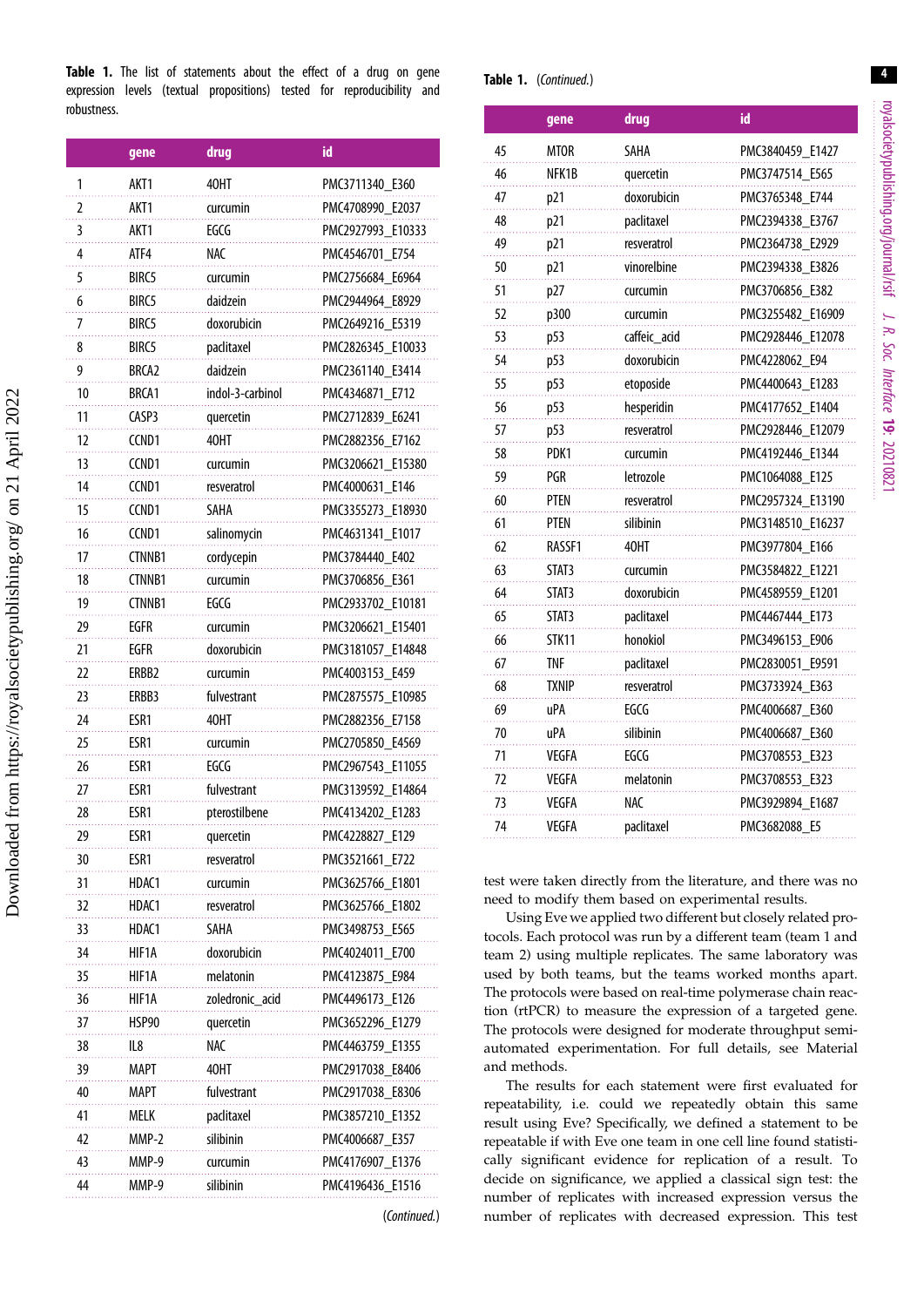**Table 1.** The list of statements about the effect of a drug on gene expression levels (textual propositions) tested for reproducibility and robustness.

| | gene | drug | id |
|---|---|---|---|
| 1 | AKT1 | 4OHT | PMC3711340_E360 |
| 2 | AKT1 | curcumin | PMC4708990_E2037 |
| 3 | AKT1 | EGCG | PMC2927993_E10333 |
| 4 | ATF4 | NAC | PMC4546701_E754 |
| 5 | BIRC5 | curcumin | PMC2756684_E6964 |
| 6 | BIRC5 | daidzein | PMC2944964_E8929 |
| 7 | BIRC5 | doxorubicin | PMC2649216_E5319 |
| 8 | BIRC5 | paclitaxel | PMC2826345_E10033 |
| 9 | BRCA2 | daidzein | PMC2361140_E3414 |
| 10 | BRCA1 | indol-3-carbinol | PMC4346871_E712 |
| 11 | CASP3 | quercetin | PMC2712839_E6241 |
| 12 | CCND1 | 4OHT | PMC2882356_E7162 |
| 13 | CCND1 | curcumin | PMC3206621_E15380 |
| 14 | CCND1 | resveratrol | PMC4000631_E146 |
| 15 | CCND1 | SAHA | PMC3355273_E18930 |
| 16 | CCND1 | salinomycin | PMC4631341_E1017 |
| 17 | CTNNB1 | cordycepin | PMC3784440_E402 |
| 18 | CTNNB1 | curcumin | PMC3706856_E361 |
| 19 | CTNNB1 | EGCG | PMC2933702_E10181 |
| 29 | EGFR | curcumin | PMC3206621_E15401 |
| 21 | EGFR | doxorubicin | PMC3181057_E14848 |
| 22 | ERBB2 | curcumin | PMC4003153_E459 |
| 23 | ERBB3 | fulvestrant | PMC2875575_E10985 |
| 24 | ESR1 | 4OHT | PMC2882356_E7158 |
| 25 | ESR1 | curcumin | PMC2705850_E4569 |
| 26 | ESR1 | EGCG | PMC2967543_E11055 |
| 27 | ESR1 | fulvestrant | PMC3139592_E14864 |
| 28 | ESR1 | pterostilbene | PMC4134202_E1283 |
| 29 | ESR1 | quercetin | PMC4228827_E129 |
| 30 | ESR1 | resveratrol | PMC3521661_E722 |
| 31 | HDAC1 | curcumin | PMC3625766_E1801 |
| 32 | HDAC1 | resveratrol | PMC3625766_E1802 |
| 33 | HDAC1 | SAHA | PMC3498753_E565 |
| 34 | HIF1A | doxorubicin | PMC4024011_E700 |
| 35 | HIF1A | melatonin | PMC4123875_E984 |
| 36 | HIF1A | zoledronic_acid | PMC4496173_E126 |
| 37 | HSP90 | quercetin | PMC3652296_E1279 |
| 38 | IL8 | NAC | PMC4463759_E1355 |
| 39 | MAPT | 4OHT | PMC2917038_E8406 |
| 40 | MAPT | fulvestrant | PMC2917038_E8306 |
| 41 | MELK | paclitaxel | PMC3857210_E1352 |
| 42 | MMP-2 | silibinin | PMC4006687_E357 |
| 43 | MMP-9 | curcumin | PMC4176907_E1376 |
| 44 | MMP-9 | silibinin | PMC4196436_E1516 |
| 45 | MTOR | SAHA | PMC3840459_E1427 |
| 46 | NFK1B | quercetin | PMC3747514_E565 |
| 47 | p21 | doxorubicin | PMC3765348_E744 |
| 48 | p21 | paclitaxel | PMC2394338_E3767 |
| 49 | p21 | resveratrol | PMC2364738_E2929 |
| 50 | p21 | vinorelbine | PMC2394338_E3826 |
| 51 | p27 | curcumin | PMC3706856_E382 |
| 52 | p300 | curcumin | PMC3255482_E16909 |
| 53 | p53 | caffeic_acid | PMC2928446_E12078 |
| 54 | p53 | doxorubicin | PMC4228062_E94 |
| 55 | p53 | etoposide | PMC4400643_E1283 |
| 56 | p53 | hesperidin | PMC4177652_E1404 |
| 57 | p53 | resveratrol | PMC2928446_E12079 |
| 58 | PDK1 | curcumin | PMC4192446_E1344 |
| 59 | PGR | letrozole | PMC1064088_E125 |
| 60 | PTEN | resveratrol | PMC2957324_E13190 |
| 61 | PTEN | silibinin | PMC3148510_E16237 |
| 62 | RASSF1 | 4OHT | PMC3977804_E166 |
| 63 | STAT3 | curcumin | PMC3584822_E1221 |
| 64 | STAT3 | doxorubicin | PMC4589559_E1201 |
| 65 | STAT3 | paclitaxel | PMC4467444_E173 |
| 66 | STK11 | honokiol | PMC3496153_E906 |
| 67 | TNF | paclitaxel | PMC2830051_E9591 |
| 68 | TXNIP | resveratrol | PMC3733924_E363 |
| 69 | uPA | EGCG | PMC4006687_E360 |
| 70 | uPA | silibinin | PMC4006687_E360 |
| 71 | VEGFA | EGCG | PMC3708553_E323 |
| 72 | VEGFA | melatonin | PMC3708553_E323 |
| 73 | VEGFA | NAC | PMC3929894_E1687 |
| 74 | VEGFA | paclitaxel | PMC3682088_E5 |

test were taken directly from the literature, and there was no need to modify them based on experimental results.

Using Eve we applied two different but closely related protocols. Each protocol was run by a different team (team 1 and team 2) using multiple replicates. The same laboratory was used by both teams, but the teams worked months apart. The protocols were based on real-time polymerase chain reaction (rtPCR) to measure the expression of a targeted gene. The protocols were designed for moderate throughput semi-automated experimentation. For full details, see Material and methods.

The results for each statement were first evaluated for repeatability, i.e. could we repeatedly obtain this same result using Eve? Specifically, we defined a statement to be repeatable if with Eve one team in one cell line found statistically significant evidence for replication of a result. To decide on significance, we applied a classical sign test: the number of replicates with increased expression versus the number of replicates with decreased expression. This test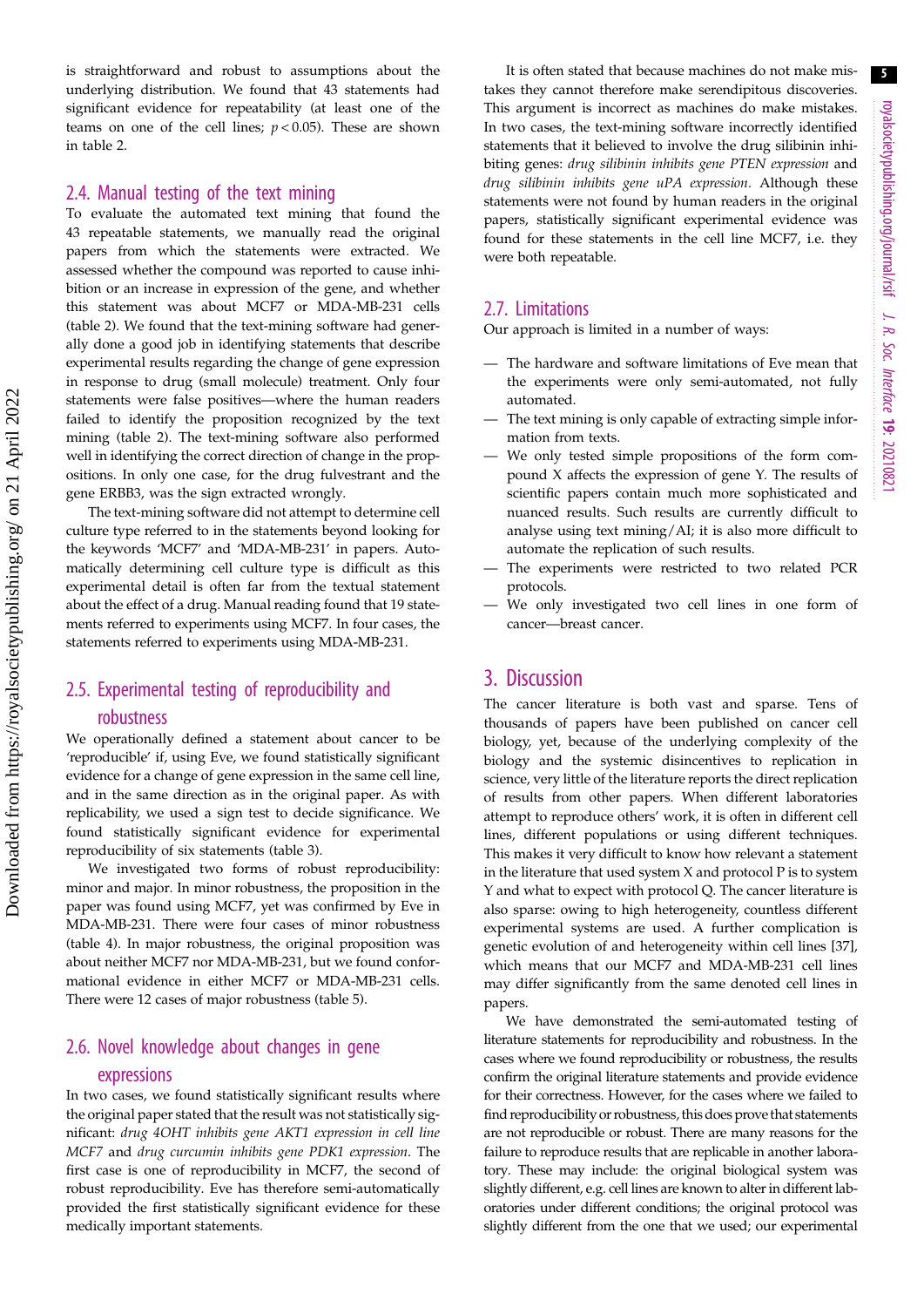is straightforward and robust to assumptions about the underlying distribution. We found that 43 statements had significant evidence for repeatability (at least one of the teams on one of the cell lines; $p < 0.05$). These are shown in table 2.

## 2.4. Manual testing of the text mining

To evaluate the automated text mining that found the 43 repeatable statements, we manually read the original papers from which the statements were extracted. We assessed whether the compound was reported to cause inhibition or an increase in expression of the gene, and whether this statement was about MCF7 or MDA-MB-231 cells (table 2). We found that the text-mining software had generally done a good job in identifying statements that describe experimental results regarding the change of gene expression in response to drug (small molecule) treatment. Only four statements were false positives—where the human readers failed to identify the proposition recognized by the text mining (table 2). The text-mining software also performed well in identifying the correct direction of change in the propositions. In only one case, for the drug fulvestrant and the gene ERBB3, was the sign extracted wrongly.

The text-mining software did not attempt to determine cell culture type referred to in the statements beyond looking for the keywords 'MCF7' and 'MDA-MB-231' in papers. Automatically determining cell culture type is difficult as this experimental detail is often far from the textual statement about the effect of a drug. Manual reading found that 19 statements referred to experiments using MCF7. In four cases, the statements referred to experiments using MDA-MB-231.

## 2.5. Experimental testing of reproducibility and robustness

We operationally defined a statement about cancer to be 'reproducible' if, using Eve, we found statistically significant evidence for a change of gene expression in the same cell line, and in the same direction as in the original paper. As with replicability, we used a sign test to decide significance. We found statistically significant evidence for experimental reproducibility of six statements (table 3).

We investigated two forms of robust reproducibility: minor and major. In minor robustness, the proposition in the paper was found using MCF7, yet was confirmed by Eve in MDA-MB-231. There were four cases of minor robustness (table 4). In major robustness, the original proposition was about neither MCF7 nor MDA-MB-231, but we found conformational evidence in either MCF7 or MDA-MB-231 cells. There were 12 cases of major robustness (table 5).

## 2.6. Novel knowledge about changes in gene expressions

In two cases, we found statistically significant results where the original paper stated that the result was not statistically significant: *drug 4OHT inhibits gene AKT1 expression in cell line MCF7* and *drug curcumin inhibits gene PDK1 expression*. The first case is one of reproducibility in MCF7, the second of robust reproducibility. Eve has therefore semi-automatically provided the first statistically significant evidence for these medically important statements.

It is often stated that because machines do not make mistakes they cannot therefore make serendipitous discoveries. This argument is incorrect as machines do make mistakes. In two cases, the text-mining software incorrectly identified statements that it believed to involve the drug silibinin inhibiting genes: *drug silibinin inhibits gene PTEN expression* and *drug silibinin inhibits gene uPA expression.* Although these statements were not found by human readers in the original papers, statistically significant experimental evidence was found for these statements in the cell line MCF7, i.e. they were both repeatable.

## 2.7. Limitations

Our approach is limited in a number of ways:

- The hardware and software limitations of Eve mean that the experiments were only semi-automated, not fully automated.
- The text mining is only capable of extracting simple information from texts.
- We only tested simple propositions of the form compound X affects the expression of gene Y. The results of scientific papers contain much more sophisticated and nuanced results. Such results are currently difficult to analyse using text mining/AI; it is also more difficult to automate the replication of such results.
- The experiments were restricted to two related PCR protocols.
- We only investigated two cell lines in one form of cancer—breast cancer.

# 3. Discussion

The cancer literature is both vast and sparse. Tens of thousands of papers have been published on cancer cell biology, yet, because of the underlying complexity of the biology and the systemic disincentives to replication in science, very little of the literature reports the direct replication of results from other papers. When different laboratories attempt to reproduce others' work, it is often in different cell lines, different populations or using different techniques. This makes it very difficult to know how relevant a statement in the literature that used system X and protocol P is to system Y and what to expect with protocol Q. The cancer literature is also sparse: owing to high heterogeneity, countless different experimental systems are used. A further complication is genetic evolution of and heterogeneity within cell lines [37], which means that our MCF7 and MDA-MB-231 cell lines may differ significantly from the same denoted cell lines in papers.

We have demonstrated the semi-automated testing of literature statements for reproducibility and robustness. In the cases where we found reproducibility or robustness, the results confirm the original literature statements and provide evidence for their correctness. However, for the cases where we failed to find reproducibility or robustness, this does prove that statements are not reproducible or robust. There are many reasons for the failure to reproduce results that are replicable in another laboratory. These may include: the original biological system was slightly different, e.g. cell lines are known to alter in different laboratories under different conditions; the original protocol was slightly different from the one that we used; our experimental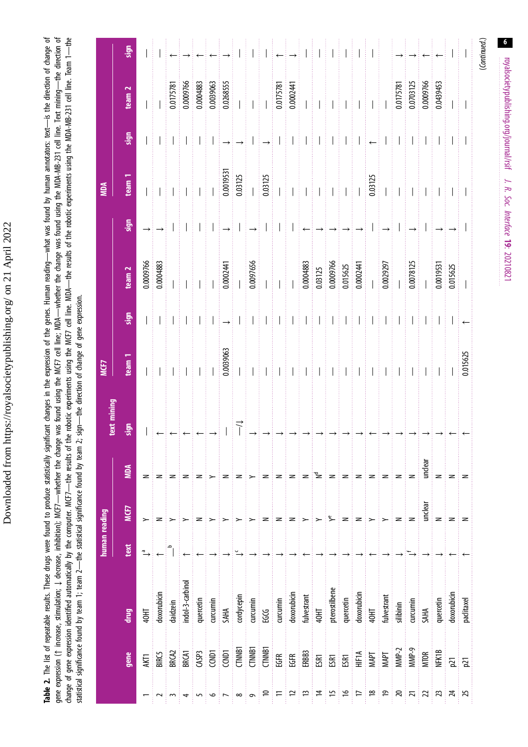**Table 2.** The list of repeatable results. These drugs were found to produce statistically significant changes in the expression of the genes. Human reading—what was found by human annotators: text—is the direction of change of gene expression (↑ increase, stimulation; ↓ decrease, inhibition); MCF7—whether the change was found using the MCF7 cell line; MDA—whether the change was found using the MDA-MB-231 cell line. Text mining—the direction of change of gene expression identified automatically by the computer. MCF7—the results of the robotic experiments using the MCF7 cell line. MDA—the results of the robotic experiments using the MDA-MB-231 cell line. Team 1—the statistical significance found by team 1; team 2—the statistical significance found by team 2; sign—the direction of change of gene expression.

| | gene | drug | human reading | | | text mining | MCF7 | | | | MDA | | | |
|---|---|---|---|---|---|---|---|---|---|---|---|---|---|---|
| | | | text | MCF7 | MDA | sign | team 1 | sign | team 2 | sign | team 1 | sign | team 2 | sign |
| 1 | AKT1 | 4OHT | ↓[a] | Y | N | — | — | — | 0.0009766 | ↓ | — | — | — | — |
| 2 | BIRC5 | doxorubicin | ↑ | N | N | ↑ | — | — | 0.0004883 | ↓ | — | — | — | — |
| 3 | BRCA2 | daidzein | —[b] | Y | N | ↑ | — | — | — | — | — | — | 0.0175781 | ↑ |
| 4 | BRCA1 | indol-3-carbinol | ↑ | Y | N | ↑ | — | — | — | — | — | — | 0.0009766 | ↓ |
| 5 | CASP3 | quercetin | ↑ | N | N | ↑ | — | — | — | — | — | — | 0.0004883 | ↑ |
| 6 | CCND1 | curcumin | ↓ | Y | Y | ↓ | — | — | — | — | — | — | 0.0039063 | ↑ |
| 7 | CCND1 | SAHA | ↓ | Y | N | — | 0.0039063 | ↓ | 0.0002441 | ↓ | 0.0019531 | ↓ | 0.0268555 | ↓ |
| 8 | CTNNB1 | cordycepin | ↓[c] | Y | N | —/↓ | — | — | — | — | 0.03125 | ↓ | — | — |
| 9 | CTNNB1 | curcumin | ↓ | Y | Y | ↓ | — | — | 0.0097656 | ↓ | — | — | — | — |
| 10 | CTNNB1 | EGCG | ↓ | N | N | ↓ | — | — | — | — | 0.03125 | ↓ | — | — |
| 11 | EGFR | curcumin | ↓ | N | N | ↓ | — | — | — | — | — | — | 0.0175781 | ↑ |
| 12 | EGFR | doxorubicin | ↓ | N | N | ↓ | — | — | — | — | — | — | 0.0002441 | ↓ |
| 13 | ERBB3 | fulvestrant | ↑ | Y | N | ↓ | — | — | 0.0004883 | ↑ | — | — | — | — |
| 14 | ESR1 | 4OHT | ↓ | Y | N[d] | ↓ | — | — | 0.03125 | ↓ | — | — | — | — |
| 15 | ESR1 | pterostilbene | ↓ | Y[e] | N | ↓ | — | — | 0.0009766 | ↓ | — | — | — | — |
| 16 | ESR1 | quercetin | ↓ | N | N | ↓ | — | — | 0.015625 | ↓ | — | — | — | — |
| 17 | HIF1A | doxorubicin | ↓ | N | N | ↓ | — | — | 0.0002441 | ↓ | — | — | — | — |
| 18 | MAPT | 4OHT | ↑ | Y | N | ↑ | — | — | — | — | 0.03125 | ↑ | — | — |
| 19 | MAPT | fulvestrant | ↓ | Y | N | ↓ | — | — | 0.0029297 | ↓ | — | — | — | |
| 20 | MMP-2 | silibinin | ↓ | N | N | ↓ | — | — | — | — | — | — | 0.0175781 | ↓ |
| 21 | MMP-9 | curcumin | ↓[f] | N | N | ↓ | — | — | 0.0078125 | ↓ | — | — | 0.0703125 | ↓ |
| 22 | MTOR | SAHA | ↓ | unclear | unclear | ↓ | — | — | — | — | — | — | 0.0009766 | ↑ |
| 23 | NFK1B | quercetin | ↓ | N | N | ↓ | — | — | 0.0019531 | ↓ | — | — | 0.0439453 | ↑ |
| 24 | p21 | doxorubicin | ↑ | N | N | ↑ | — | — | 0.015625 | ↓ | — | — | — | — |
| 25 | p21 | paclitaxel | ↑ | N | N | ↑ | 0.015625 | ↑ | — | — | — | — | — | — |

(Continued.)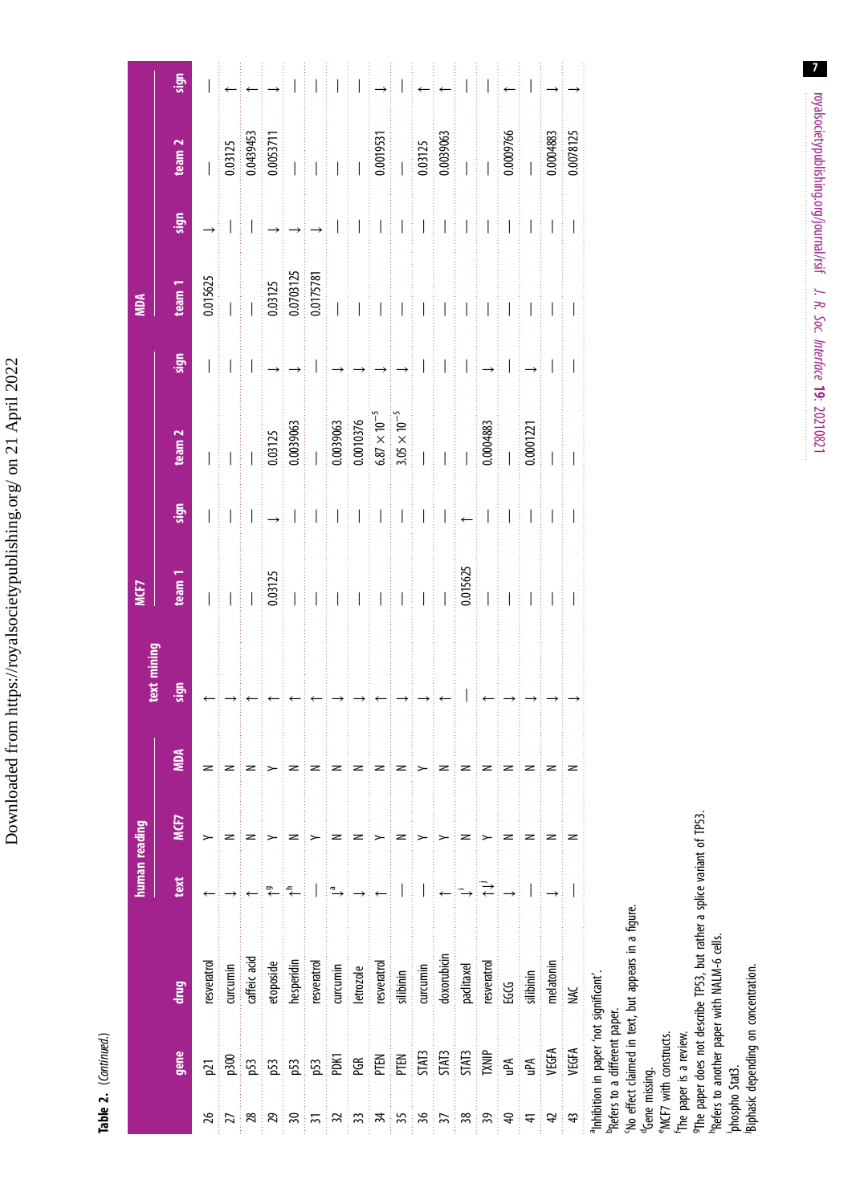**Table 2.** (*Continued.*)

| | gene | drug | human reading | | | text mining | MCF7 | | | | MDA | | | |
|---|---|---|---|---|---|---|---|---|---|---|---|---|---|---|
| | | | text | MCF7 | MDA | sign | team 1 | sign | team 2 | sign | team 1 | sign | team 2 | sign |
| 26 | p21 | resveratrol | ↑ | Y | N | ↑ | — | — | — | — | 0.015625 | ↓ | — | — |
| 27 | p300 | curcumin | ↓ | N | N | ↓ | — | — | — | — | — | — | 0.03125 | ↑ |
| 28 | p53 | caffeic acid | ↑ | N | N | ↑ | — | — | — | — | — | — | 0.0439453 | ↑ |
| 29 | p53 | etoposide | ↑[g] | Y | Y | ↑ | 0.03125 | ↓ | 0.03125 | ↓ | 0.03125 | ↓ | 0.0053711 | ↓ |
| 30 | p53 | hesperidin | ↑[h] | N | N | ↑ | — | — | 0.0039063 | ↓ | 0.0703125 | ↓ | — | — |
| 31 | p53 | resveratrol | — | Y | N | ↑ | — | — | — | — | 0.0175781 | ↓ | — | — |
| 32 | PDK1 | curcumin | ↓[a] | N | N | ↓ | — | — | 0.0039063 | ↓ | — | — | — | — |
| 33 | PGR | letrozole | ↓ | N | N | ↓ | — | — | 0.0010376 | ↓ | — | — | — | — |
| 34 | PTEN | resveratrol | ↑ | Y | N | ↑ | — | — | $6.87 \times 10^{-5}$ | ↓ | — | — | 0.001953 1 | ↓ |
| 35 | PTEN | silibinin | — | N | N | ↓ | — | — | $3.05 \times 10^{-5}$ | ↓ | — | — | — | — |
| 36 | STAT3 | curcumin | — | Y | Y | ↓ | — | — | — | — | — | — | 0.03125 | ↑ |
| 37 | STAT3 | doxorubicin | ↑ | Y | N | ↑ | — | — | — | — | — | — | 0.0039063 | ↑ |
| 38 | STAT3 | paclitaxel | ↓[i] | N | N | — | 0.015625 | ↑ | — | — | — | — | — | — |
| 39 | TXNIP | resveratrol | ↑↓[j] | Y | N | ↑ | — | — | 0.0004883 | ↓ | — | — | — | — |
| 40 | uPA | EGCG | ↓ | N | N | ↓ | — | — | — | — | — | — | 0.0009766 | ↑ |
| 41 | uPA | silibinin | — | N | N | ↓ | — | — | 0.0001221 | ↓ | — | — | — | — |
| 42 | VEGFA | melatonin | ↓ | N | N | ↓ | — | — | — | — | — | — | 0.0004883 | ↓ |
| 43 | VEGFA | NAC | — | N | N | ↓ | — | — | — | — | — | — | 0.0078125 | ↓ |

[a]Inhibition in paper 'not significant'.
[b]Refers to a different paper.
[c]No effect claimed in text, but appears in a figure.
[d]Gene missing.
[e]MCF7 with constructs.
[f]The paper is a review.
[g]The paper does not describe TP53, but rather a splice variant of TP53.
[h]Refers to another paper with NALM-6 cells.
[i]phospho Stat3.
[j]Biphasic depending on concentration.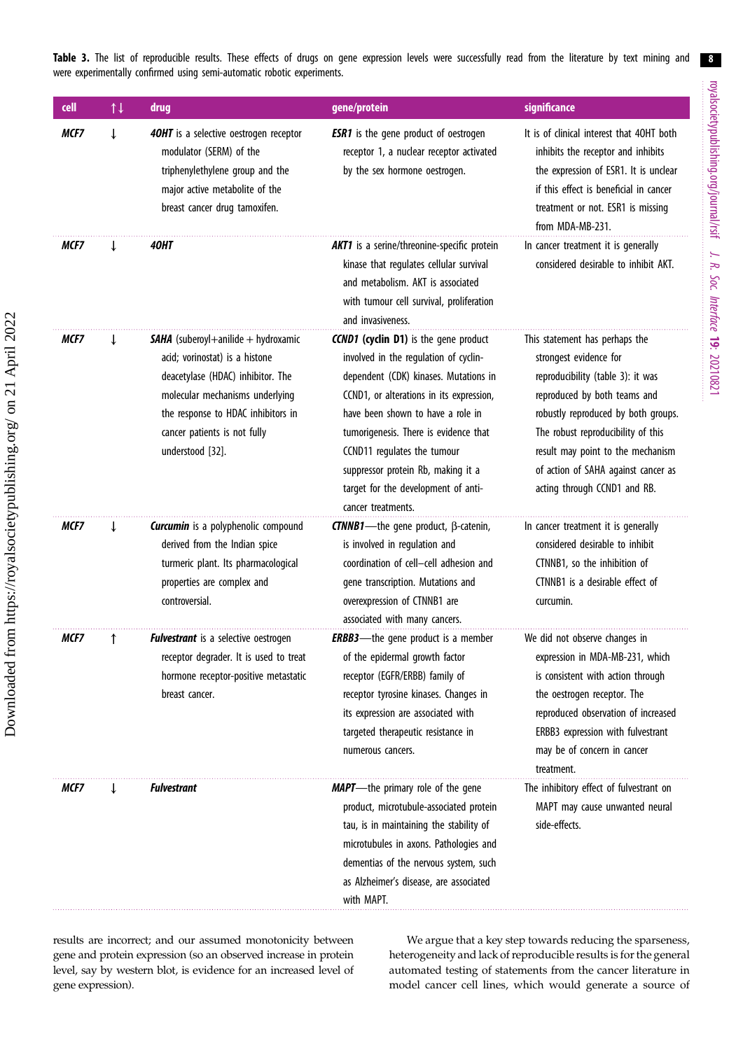**Table 3.** The list of reproducible results. These effects of drugs on gene expression levels were successfully read from the literature by text mining and were experimentally confirmed using semi-automatic robotic experiments.

| cell | ↑↓ | drug | gene/protein | significance |
|---|---|---|---|---|
| *MCF7* | ↓ | ***4OHT*** is a selective oestrogen receptor modulator (SERM) of the triphenylethylene group and the major active metabolite of the breast cancer drug tamoxifen. | ***ESR1*** is the gene product of oestrogen receptor 1, a nuclear receptor activated by the sex hormone oestrogen. | It is of clinical interest that 4OHT both inhibits the receptor and inhibits the expression of ESR1. It is unclear if this effect is beneficial in cancer treatment or not. ESR1 is missing from MDA-MB-231. |
| *MCF7* | ↓ | ***4OHT*** | ***AKT1*** is a serine/threonine-specific protein kinase that regulates cellular survival and metabolism. AKT is associated with tumour cell survival, proliferation and invasiveness. | In cancer treatment it is generally considered desirable to inhibit AKT. |
| *MCF7* | ↓ | ***SAHA*** (suberoyl+anilide + hydroxamic acid; vorinostat) is a histone deacetylase (HDAC) inhibitor. The molecular mechanisms underlying the response to HDAC inhibitors in cancer patients is not fully understood [32]. | ***CCND1*** **(cyclin D1)** is the gene product involved in the regulation of cyclin-dependent (CDK) kinases. Mutations in CCND1, or alterations in its expression, have been shown to have a role in tumorigenesis. There is evidence that CCND11 regulates the tumour suppressor protein Rb, making it a target for the development of anti-cancer treatments. | This statement has perhaps the strongest evidence for reproducibility (table 3): it was reproduced by both teams and robustly reproduced by both groups. The robust reproducibility of this result may point to the mechanism of action of SAHA against cancer as acting through CCND1 and RB. |
| *MCF7* | ↓ | ***Curcumin*** is a polyphenolic compound derived from the Indian spice turmeric plant. Its pharmacological properties are complex and controversial. | ***CTNNB1***—the gene product, β-catenin, is involved in regulation and coordination of cell–cell adhesion and gene transcription. Mutations and overexpression of CTNNB1 are associated with many cancers. | In cancer treatment it is generally considered desirable to inhibit CTNNB1, so the inhibition of CTNNB1 is a desirable effect of curcumin. |
| *MCF7* | ↑ | ***Fulvestrant*** is a selective oestrogen receptor degrader. It is used to treat hormone receptor-positive metastatic breast cancer. | ***ERBB3***—the gene product is a member of the epidermal growth factor receptor (EGFR/ERBB) family of receptor tyrosine kinases. Changes in its expression are associated with targeted therapeutic resistance in numerous cancers. | We did not observe changes in expression in MDA-MB-231, which is consistent with action through the oestrogen receptor. The reproduced observation of increased ERBB3 expression with fulvestrant may be of concern in cancer treatment. |
| *MCF7* | ↓ | ***Fulvestrant*** | ***MAPT***—the primary role of the gene product, microtubule-associated protein tau, is in maintaining the stability of microtubules in axons. Pathologies and dementias of the nervous system, such as Alzheimer's disease, are associated with MAPT. | The inhibitory effect of fulvestrant on MAPT may cause unwanted neural side-effects. |

results are incorrect; and our assumed monotonicity between gene and protein expression (so an observed increase in protein level, say by western blot, is evidence for an increased level of gene expression).

We argue that a key step towards reducing the sparseness, heterogeneity and lack of reproducible results is for the general automated testing of statements from the cancer literature in model cancer cell lines, which would generate a source of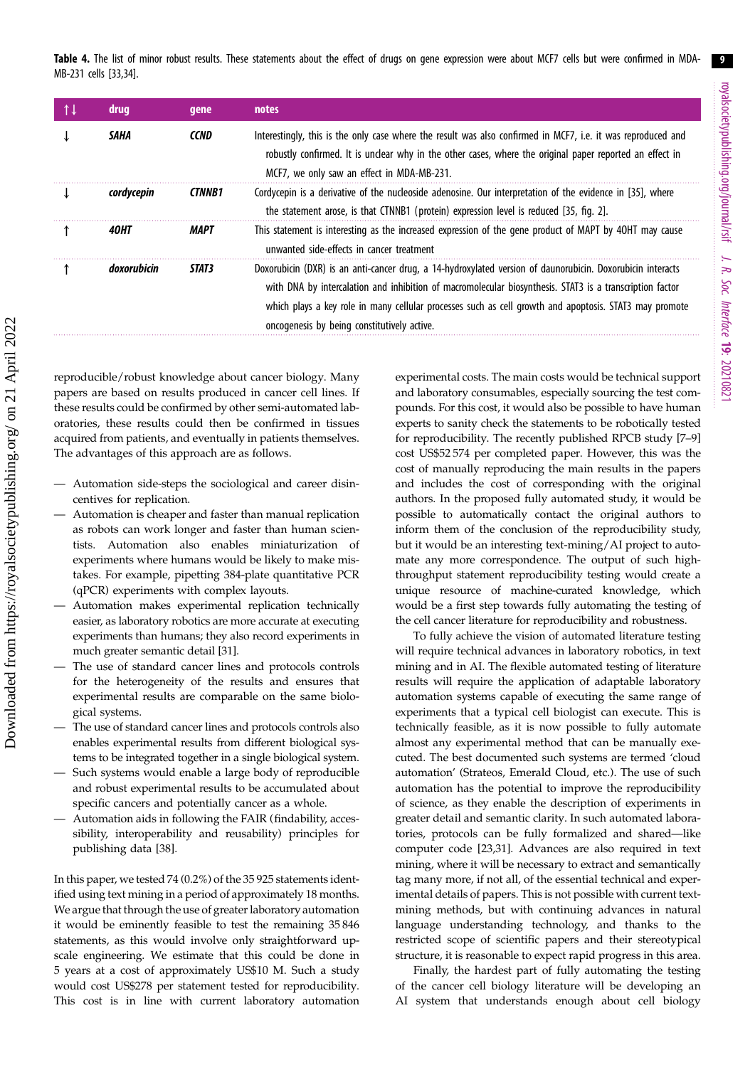**Table 4.** The list of minor robust results. These statements about the effect of drugs on gene expression were about MCF7 cells but were confirmed in MDA-MB-231 cells [33,34].

| ↑↓ | drug | gene | notes |
|---|---|---|---|
| ↓ | *SAHA* | *CCND* | Interestingly, this is the only case where the result was also confirmed in MCF7, i.e. it was reproduced and robustly confirmed. It is unclear why in the other cases, where the original paper reported an effect in MCF7, we only saw an effect in MDA-MB-231. |
| ↓ | *cordycepin* | *CTNNB1* | Cordycepin is a derivative of the nucleoside adenosine. Our interpretation of the evidence in [35], where the statement arose, is that CTNNB1 (protein) expression level is reduced [35, fig. 2]. |
| ↑ | *4OHT* | *MAPT* | This statement is interesting as the increased expression of the gene product of MAPT by 4OHT may cause unwanted side-effects in cancer treatment |
| ↑ | *doxorubicin* | *STAT3* | Doxorubicin (DXR) is an anti-cancer drug, a 14-hydroxylated version of daunorubicin. Doxorubicin interacts with DNA by intercalation and inhibition of macromolecular biosynthesis. STAT3 is a transcription factor which plays a key role in many cellular processes such as cell growth and apoptosis. STAT3 may promote oncogenesis by being constitutively active. |

reproducible/robust knowledge about cancer biology. Many papers are based on results produced in cancer cell lines. If these results could be confirmed by other semi-automated laboratories, these results could then be confirmed in tissues acquired from patients, and eventually in patients themselves. The advantages of this approach are as follows.

- Automation side-steps the sociological and career disincentives for replication.
- Automation is cheaper and faster than manual replication as robots can work longer and faster than human scientists. Automation also enables miniaturization of experiments where humans would be likely to make mistakes. For example, pipetting 384-plate quantitative PCR (qPCR) experiments with complex layouts.
- Automation makes experimental replication technically easier, as laboratory robotics are more accurate at executing experiments than humans; they also record experiments in much greater semantic detail [31].
- The use of standard cancer lines and protocols controls for the heterogeneity of the results and ensures that experimental results are comparable on the same biological systems.
- The use of standard cancer lines and protocols controls also enables experimental results from different biological systems to be integrated together in a single biological system.
- Such systems would enable a large body of reproducible and robust experimental results to be accumulated about specific cancers and potentially cancer as a whole.
- Automation aids in following the FAIR (findability, accessibility, interoperability and reusability) principles for publishing data [38].

In this paper, we tested 74 (0.2%) of the 35 925 statements identified using text mining in a period of approximately 18 months. We argue that through the use of greater laboratory automation it would be eminently feasible to test the remaining 35 846 statements, as this would involve only straightforward up-scale engineering. We estimate that this could be done in 5 years at a cost of approximately US$10 M. Such a study would cost US$278 per statement tested for reproducibility. This cost is in line with current laboratory automation experimental costs. The main costs would be technical support and laboratory consumables, especially sourcing the test compounds. For this cost, it would also be possible to have human experts to sanity check the statements to be robotically tested for reproducibility. The recently published RPCB study [7–9] cost US$52 574 per completed paper. However, this was the cost of manually reproducing the main results in the papers and includes the cost of corresponding with the original authors. In the proposed fully automated study, it would be possible to automatically contact the original authors to inform them of the conclusion of the reproducibility study, but it would be an interesting text-mining/AI project to automate any more correspondence. The output of such high-throughput statement reproducibility testing would create a unique resource of machine-curated knowledge, which would be a first step towards fully automating the testing of the cell cancer literature for reproducibility and robustness.

To fully achieve the vision of automated literature testing will require technical advances in laboratory robotics, in text mining and in AI. The flexible automated testing of literature results will require the application of adaptable laboratory automation systems capable of executing the same range of experiments that a typical cell biologist can execute. This is technically feasible, as it is now possible to fully automate almost any experimental method that can be manually executed. The best documented such systems are termed 'cloud automation' (Strateos, Emerald Cloud, etc.). The use of such automation has the potential to improve the reproducibility of science, as they enable the description of experiments in greater detail and semantic clarity. In such automated laboratories, protocols can be fully formalized and shared—like computer code [23,31]. Advances are also required in text mining, where it will be necessary to extract and semantically tag many more, if not all, of the essential technical and experimental details of papers. This is not possible with current text-mining methods, but with continuing advances in natural language understanding technology, and thanks to the restricted scope of scientific papers and their stereotypical structure, it is reasonable to expect rapid progress in this area.

Finally, the hardest part of fully automating the testing of the cancer cell biology literature will be developing an AI system that understands enough about cell biology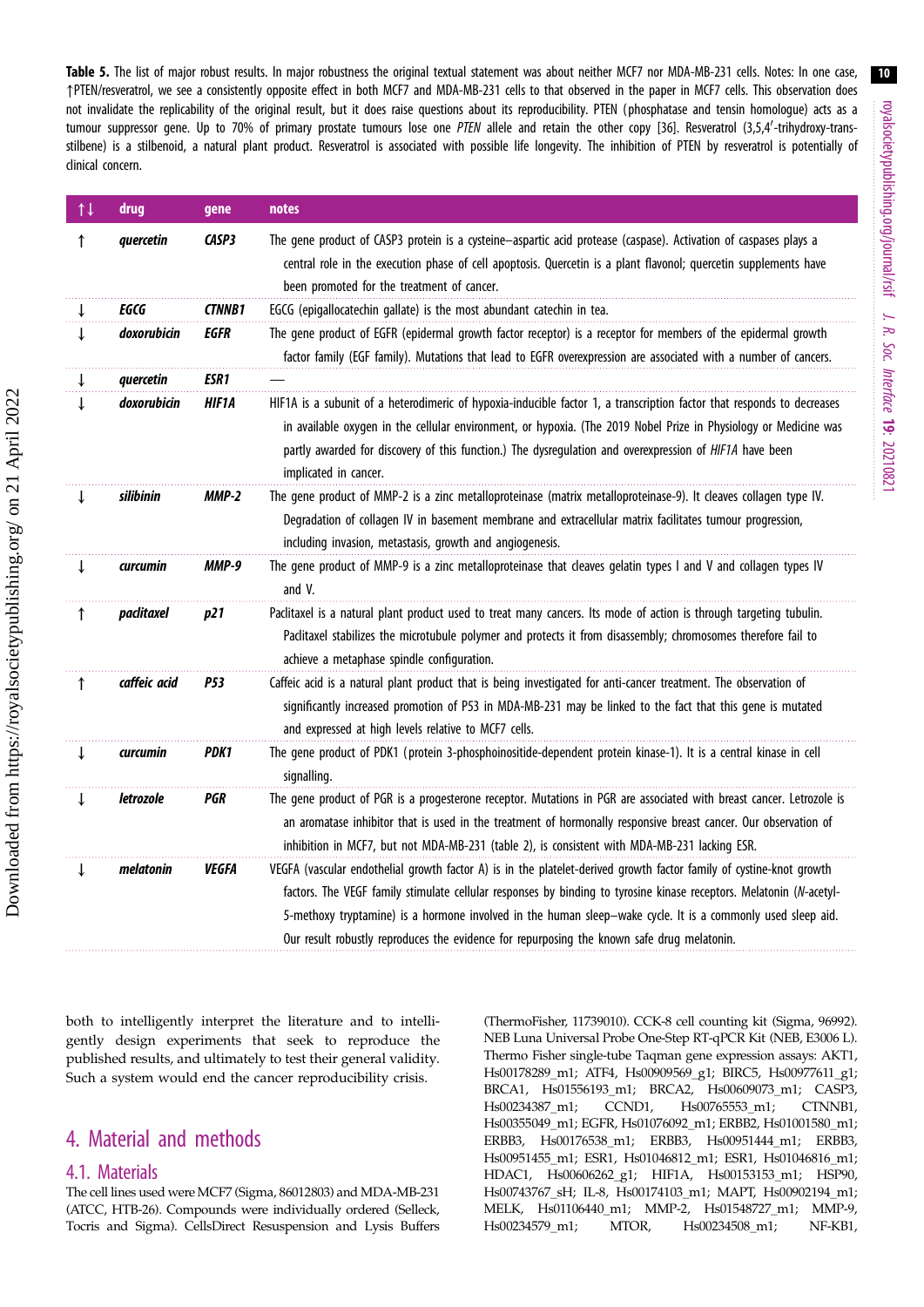**Table 5.** The list of major robust results. In major robustness the original textual statement was about neither MCF7 nor MDA-MB-231 cells. Notes: In one case, ↑PTEN/resveratrol, we see a consistently opposite effect in both MCF7 and MDA-MB-231 cells to that observed in the paper in MCF7 cells. This observation does not invalidate the replicability of the original result, but it does raise questions about its reproducibility. PTEN (phosphatase and tensin homologue) acts as a tumour suppressor gene. Up to 70% of primary prostate tumours lose one *PTEN* allele and retain the other copy [36]. Resveratrol (3,5,4′-trihydroxy-trans-stilbene) is a stilbenoid, a natural plant product. Resveratrol is associated with possible life longevity. The inhibition of PTEN by resveratrol is potentially of clinical concern.

| ↑↓ | drug | gene | notes |
|---|---|---|---|
| ↑ | *quercetin* | *CASP3* | The gene product of CASP3 protein is a cysteine–aspartic acid protease (caspase). Activation of caspases plays a central role in the execution phase of cell apoptosis. Quercetin is a plant flavonol; quercetin supplements have been promoted for the treatment of cancer. |
| ↓ | *EGCG* | *CTNNB1* | EGCG (epigallocatechin gallate) is the most abundant catechin in tea. |
| ↓ | *doxorubicin* | *EGFR* | The gene product of EGFR (epidermal growth factor receptor) is a receptor for members of the epidermal growth factor family (EGF family). Mutations that lead to EGFR overexpression are associated with a number of cancers. |
| ↓ | *quercetin* | *ESR1* | — |
| ↓ | *doxorubicin* | *HIF1A* | HIF1A is a subunit of a heterodimeric of hypoxia-inducible factor 1, a transcription factor that responds to decreases in available oxygen in the cellular environment, or hypoxia. (The 2019 Nobel Prize in Physiology or Medicine was partly awarded for discovery of this function.) The dysregulation and overexpression of *HIF1A* have been implicated in cancer. |
| ↓ | *silibinin* | *MMP-2* | The gene product of MMP-2 is a zinc metalloproteinase (matrix metalloproteinase-9). It cleaves collagen type IV. Degradation of collagen IV in basement membrane and extracellular matrix facilitates tumour progression, including invasion, metastasis, growth and angiogenesis. |
| ↓ | *curcumin* | *MMP-9* | The gene product of MMP-9 is a zinc metalloproteinase that cleaves gelatin types I and V and collagen types IV and V. |
| ↑ | *paclitaxel* | *p21* | Paclitaxel is a natural plant product used to treat many cancers. Its mode of action is through targeting tubulin. Paclitaxel stabilizes the microtubule polymer and protects it from disassembly; chromosomes therefore fail to achieve a metaphase spindle configuration. |
| ↑ | *caffeic acid* | *P53* | Caffeic acid is a natural plant product that is being investigated for anti-cancer treatment. The observation of significantly increased promotion of P53 in MDA-MB-231 may be linked to the fact that this gene is mutated and expressed at high levels relative to MCF7 cells. |
| ↓ | *curcumin* | *PDK1* | The gene product of PDK1 (protein 3-phosphoinositide-dependent protein kinase-1). It is a central kinase in cell signalling. |
| ↓ | *letrozole* | *PGR* | The gene product of PGR is a progesterone receptor. Mutations in PGR are associated with breast cancer. Letrozole is an aromatase inhibitor that is used in the treatment of hormonally responsive breast cancer. Our observation of inhibition in MCF7, but not MDA-MB-231 (table 2), is consistent with MDA-MB-231 lacking ESR. |
| ↓ | *melatonin* | *VEGFA* | VEGFA (vascular endothelial growth factor A) is in the platelet-derived growth factor family of cystine-knot growth factors. The VEGF family stimulate cellular responses by binding to tyrosine kinase receptors. Melatonin (*N*-acetyl-5-methoxy tryptamine) is a hormone involved in the human sleep–wake cycle. It is a commonly used sleep aid. Our result robustly reproduces the evidence for repurposing the known safe drug melatonin. |

both to intelligently interpret the literature and to intelligently design experiments that seek to reproduce the published results, and ultimately to test their general validity. Such a system would end the cancer reproducibility crisis.

## 4. Material and methods

### 4.1. Materials

The cell lines used were MCF7 (Sigma, 86012803) and MDA-MB-231 (ATCC, HTB-26). Compounds were individually ordered (Selleck, Tocris and Sigma). CellsDirect Resuspension and Lysis Buffers (ThermoFisher, 11739010). CCK-8 cell counting kit (Sigma, 96992). NEB Luna Universal Probe One-Step RT-qPCR Kit (NEB, E3006 L). Thermo Fisher single-tube Taqman gene expression assays: AKT1, Hs00178289_m1; ATF4, Hs00909569_g1; BIRC5, Hs00977611_g1; BRCA1, Hs01556193_m1; BRCA2, Hs00609073_m1; CASP3, Hs00234387_m1; CCND1, Hs00765553_m1; CTNNB1, Hs00355049_m1; EGFR, Hs01076092_m1; ERBB2, Hs01001580_m1; ERBB3, Hs00176538_m1; ERBB3, Hs00951444_m1; ERBB3, Hs00951455_m1; ESR1, Hs01046812_m1; ESR1, Hs01046816_m1; HDAC1, Hs00606262_g1; HIF1A, Hs00153153_m1; HSP90, Hs00743767_sH; IL-8, Hs00174103_m1; MAPT, Hs00902194_m1; MELK, Hs01106440_m1; MMP-2, Hs01548727_m1; MMP-9, Hs00234579_m1; MTOR, Hs00234508_m1; NF-KB1,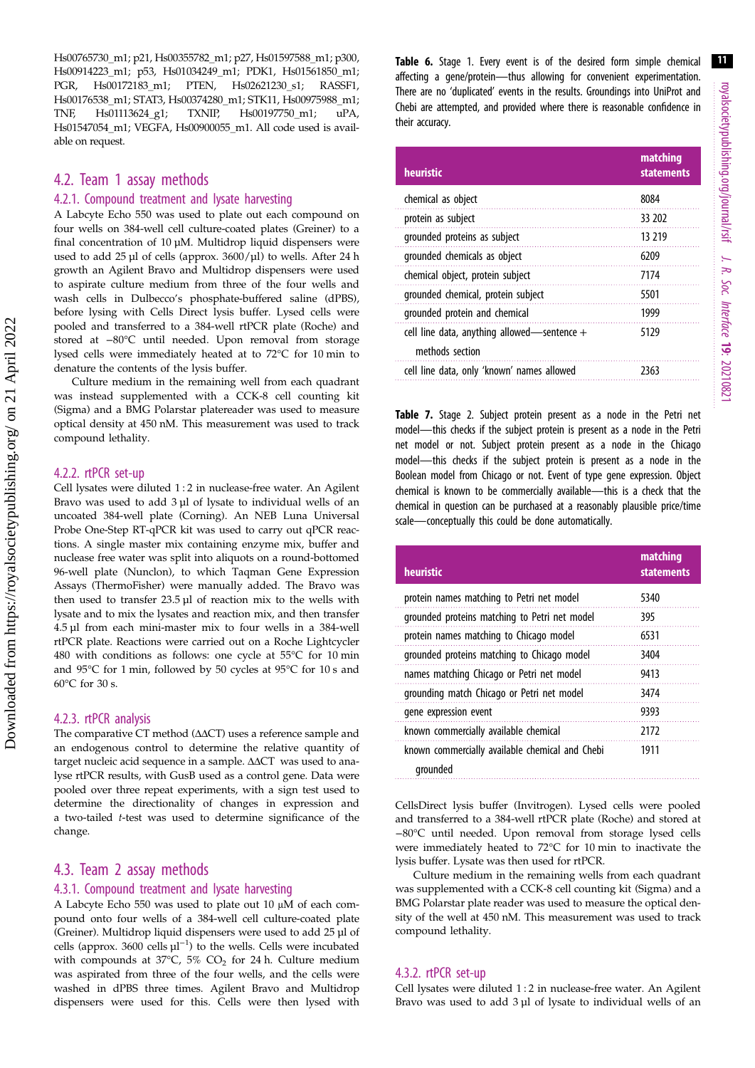Hs00765730_m1; p21, Hs00355782_m1; p27, Hs01597588_m1; p300, Hs00914223_m1; p53, Hs01034249_m1; PDK1, Hs01561850_m1; PGR, Hs00172183_m1; PTEN, Hs02621230_s1; RASSF1, Hs00176538_m1; STAT3, Hs00374280_m1; STK11, Hs00975988_m1; TNF, Hs01113624_g1; TXNIP, Hs00197750_m1; uPA, Hs01547054_m1; VEGFA, Hs00900055_m1. All code used is available on request.

## 4.2. Team 1 assay methods

### 4.2.1. Compound treatment and lysate harvesting

A Labcyte Echo 550 was used to plate out each compound on four wells on 384-well cell culture-coated plates (Greiner) to a final concentration of 10 µM. Multidrop liquid dispensers were used to add 25 µl of cells (approx. 3600/µl) to wells. After 24 h growth an Agilent Bravo and Multidrop dispensers were used to aspirate culture medium from three of the four wells and wash cells in Dulbecco's phosphate-buffered saline (dPBS), before lysing with Cells Direct lysis buffer. Lysed cells were pooled and transferred to a 384-well rtPCR plate (Roche) and stored at −80°C until needed. Upon removal from storage lysed cells were immediately heated at to 72°C for 10 min to denature the contents of the lysis buffer.

Culture medium in the remaining well from each quadrant was instead supplemented with a CCK-8 cell counting kit (Sigma) and a BMG Polarstar platereader was used to measure optical density at 450 nM. This measurement was used to track compound lethality.

### 4.2.2. rtPCR set-up

Cell lysates were diluted 1 : 2 in nuclease-free water. An Agilent Bravo was used to add 3 µl of lysate to individual wells of an uncoated 384-well plate (Corning). An NEB Luna Universal Probe One-Step RT-qPCR kit was used to carry out qPCR reactions. A single master mix containing enzyme mix, buffer and nuclease free water was split into aliquots on a round-bottomed 96-well plate (Nunclon), to which Taqman Gene Expression Assays (ThermoFisher) were manually added. The Bravo was then used to transfer 23.5 µl of reaction mix to the wells with lysate and to mix the lysates and reaction mix, and then transfer 4.5 µl from each mini-master mix to four wells in a 384-well rtPCR plate. Reactions were carried out on a Roche Lightcycler 480 with conditions as follows: one cycle at 55°C for 10 min and 95°C for 1 min, followed by 50 cycles at 95°C for 10 s and 60°C for 30 s.

### 4.2.3. rtPCR analysis

The comparative CT method ($\Delta\Delta$CT) uses a reference sample and an endogenous control to determine the relative quantity of target nucleic acid sequence in a sample. $\Delta\Delta$CT was used to analyse rtPCR results, with GusB used as a control gene. Data were pooled over three repeat experiments, with a sign test used to determine the directionality of changes in expression and a two-tailed *t*-test was used to determine significance of the change.

## 4.3. Team 2 assay methods

### 4.3.1. Compound treatment and lysate harvesting

A Labcyte Echo 550 was used to plate out 10 µM of each compound onto four wells of a 384-well cell culture-coated plate (Greiner). Multidrop liquid dispensers were used to add 25 µl of cells (approx. 3600 cells µl$^{-1}$) to the wells. Cells were incubated with compounds at 37°C, 5% $CO_2$ for 24 h. Culture medium was aspirated from three of the four wells, and the cells were washed in dPBS three times. Agilent Bravo and Multidrop dispensers were used for this. Cells were then lysed with CellsDirect lysis buffer (Invitrogen). Lysed cells were pooled and transferred to a 384-well rtPCR plate (Roche) and stored at −80°C until needed. Upon removal from storage lysed cells were immediately heated to 72°C for 10 min to inactivate the lysis buffer. Lysate was then used for rtPCR.

Culture medium in the remaining wells from each quadrant was supplemented with a CCK-8 cell counting kit (Sigma) and a BMG Polarstar plate reader was used to measure the optical density of the well at 450 nM. This measurement was used to track compound lethality.

### 4.3.2. rtPCR set-up

Cell lysates were diluted 1 : 2 in nuclease-free water. An Agilent Bravo was used to add 3 µl of lysate to individual wells of an

**Table 6.** Stage 1. Every event is of the desired form simple chemical affecting a gene/protein—thus allowing for convenient experimentation. There are no 'duplicated' events in the results. Groundings into UniProt and Chebi are attempted, and provided where there is reasonable confidence in their accuracy.

| heuristic | matching statements |
|---|---|
| chemical as object | 8084 |
| protein as subject | 33 202 |
| grounded proteins as subject | 13 219 |
| grounded chemicals as object | 6209 |
| chemical object, protein subject | 7174 |
| grounded chemical, protein subject | 5501 |
| grounded protein and chemical | 1999 |
| cell line data, anything allowed—sentence + methods section | 5129 |
| cell line data, only 'known' names allowed | 2363 |

**Table 7.** Stage 2. Subject protein present as a node in the Petri net model—this checks if the subject protein is present as a node in the Petri net model or not. Subject protein present as a node in the Chicago model—this checks if the subject protein is present as a node in the Boolean model from Chicago or not. Event of type gene expression. Object chemical is known to be commercially available—this is a check that the chemical in question can be purchased at a reasonably plausible price/time scale—conceptually this could be done automatically.

| heuristic | matching statements |
|---|---|
| protein names matching to Petri net model | 5340 |
| grounded proteins matching to Petri net model | 395 |
| protein names matching to Chicago model | 6531 |
| grounded proteins matching to Chicago model | 3404 |
| names matching Chicago or Petri net model | 9413 |
| grounding match Chicago or Petri net model | 3474 |
| gene expression event | 9393 |
| known commercially available chemical | 2172 |
| known commercially available chemical and Chebi grounded | 1911 |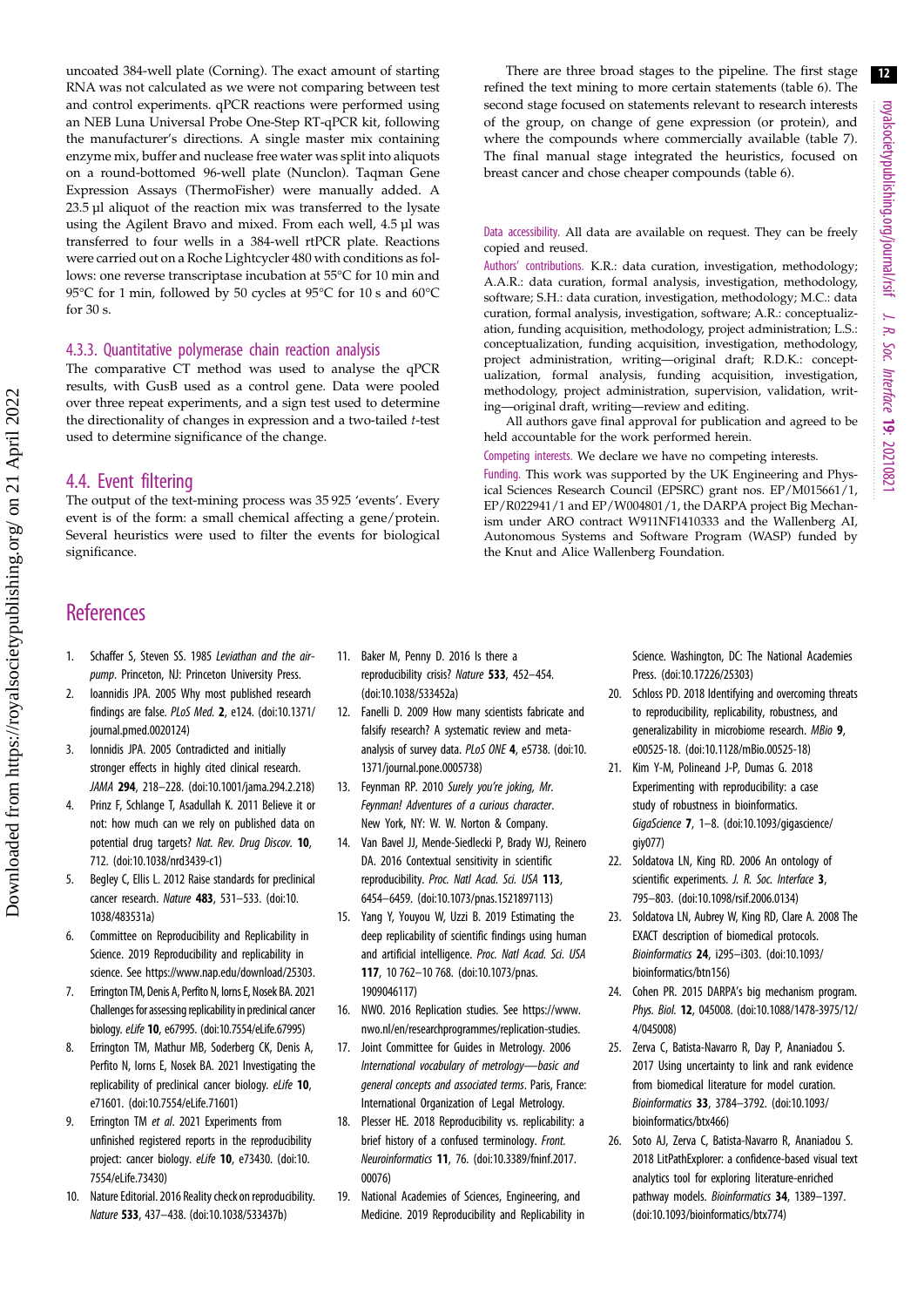uncoated 384-well plate (Corning). The exact amount of starting RNA was not calculated as we were not comparing between test and control experiments. qPCR reactions were performed using an NEB Luna Universal Probe One-Step RT-qPCR kit, following the manufacturer's directions. A single master mix containing enzyme mix, buffer and nuclease free water was split into aliquots on a round-bottomed 96-well plate (Nunclon). Taqman Gene Expression Assays (ThermoFisher) were manually added. A 23.5 µl aliquot of the reaction mix was transferred to the lysate using the Agilent Bravo and mixed. From each well, 4.5 µl was transferred to four wells in a 384-well rtPCR plate. Reactions were carried out on a Roche Lightcycler 480 with conditions as follows: one reverse transcriptase incubation at 55°C for 10 min and 95°C for 1 min, followed by 50 cycles at 95°C for 10 s and 60°C for 30 s.

#### 4.3.3. Quantitative polymerase chain reaction analysis

The comparative CT method was used to analyse the qPCR results, with GusB used as a control gene. Data were pooled over three repeat experiments, and a sign test used to determine the directionality of changes in expression and a two-tailed *t*-test used to determine significance of the change.

### 4.4. Event filtering

The output of the text-mining process was 35 925 'events'. Every event is of the form: a small chemical affecting a gene/protein. Several heuristics were used to filter the events for biological significance.

There are three broad stages to the pipeline. The first stage refined the text mining to more certain statements (table 6). The second stage focused on statements relevant to research interests of the group, on change of gene expression (or protein), and where the compounds where commercially available (table 7). The final manual stage integrated the heuristics, focused on breast cancer and chose cheaper compounds (table 6).

Data accessibility. All data are available on request. They can be freely copied and reused.

Authors' contributions. K.R.: data curation, investigation, methodology; A.A.R.: data curation, formal analysis, investigation, methodology, software; S.H.: data curation, investigation, methodology; M.C.: data curation, formal analysis, investigation, software; A.R.: conceptualization, funding acquisition, methodology, project administration; L.S.: conceptualization, funding acquisition, investigation, methodology, project administration, writing—original draft; R.D.K.: conceptualization, formal analysis, funding acquisition, investigation, methodology, project administration, supervision, validation, writing—original draft, writing—review and editing.

All authors gave final approval for publication and agreed to be held accountable for the work performed herein.

Competing interests. We declare we have no competing interests.

Funding. This work was supported by the UK Engineering and Physical Sciences Research Council (EPSRC) grant nos. EP/M015661/1, EP/R022941/1 and EP/W004801/1, the DARPA project Big Mechanism under ARO contract W911NF1410333 and the Wallenberg AI, Autonomous Systems and Software Program (WASP) funded by the Knut and Alice Wallenberg Foundation.

## References

1. Schaffer S, Steven SS. 1985 *Leviathan and the air-pump*. Princeton, NJ: Princeton University Press.
2. Ioannidis JPA. 2005 Why most published research findings are false. *PLoS Med.* **2**, e124. (doi:10.1371/journal.pmed.0020124)
3. Ionnidis JPA. 2005 Contradicted and initially stronger effects in highly cited clinical research. *JAMA* **294**, 218–228. (doi:10.1001/jama.294.2.218)
4. Prinz F, Schlange T, Asadullah K. 2011 Believe it or not: how much can we rely on published data on potential drug targets? *Nat. Rev. Drug Discov.* **10**, 712. (doi:10.1038/nrd3439-c1)
5. Begley C, Ellis L. 2012 Raise standards for preclinical cancer research. *Nature* **483**, 531–533. (doi:10.1038/483531a)
6. Committee on Reproducibility and Replicability in Science. 2019 Reproducibility and replicability in science. See https://www.nap.edu/download/25303.
7. Errington TM, Denis A, Perfito N, Iorns E, Nosek BA. 2021 Challenges for assessing replicability in preclinical cancer biology. *eLife* **10**, e67995. (doi:10.7554/eLife.67995)
8. Errington TM, Mathur MB, Soderberg CK, Denis A, Perfito N, Iorns E, Nosek BA. 2021 Investigating the replicability of preclinical cancer biology. *eLife* **10**, e71601. (doi:10.7554/eLife.71601)
9. Errington TM *et al.* 2021 Experiments from unfinished registered reports in the reproducibility project: cancer biology. *eLife* **10**, e73430. (doi:10.7554/eLife.73430)
10. Nature Editorial. 2016 Reality check on reproducibility. *Nature* **533**, 437–438. (doi:10.1038/533437b)
11. Baker M, Penny D. 2016 Is there a reproducibility crisis? *Nature* **533**, 452–454. (doi:10.1038/533452a)
12. Fanelli D. 2009 How many scientists fabricate and falsify research? A systematic review and meta-analysis of survey data. *PLoS ONE* **4**, e5738. (doi:10.1371/journal.pone.0005738)
13. Feynman RP. 2010 *Surely you're joking, Mr. Feynman! Adventures of a curious character*. New York, NY: W. W. Norton & Company.
14. Van Bavel JJ, Mende-Siedlecki P, Brady WJ, Reinero DA. 2016 Contextual sensitivity in scientific reproducibility. *Proc. Natl Acad. Sci. USA* **113**, 6454–6459. (doi:10.1073/pnas.1521897113)
15. Yang Y, Youyou W, Uzzi B. 2019 Estimating the deep replicability of scientific findings using human and artificial intelligence. *Proc. Natl Acad. Sci. USA* **117**, 10 762–10 768. (doi:10.1073/pnas.1909046117)
16. NWO. 2016 Replication studies. See https://www.nwo.nl/en/researchprogrammes/replication-studies.
17. Joint Committee for Guides in Metrology. 2006 *International vocabulary of metrology—basic and general concepts and associated terms*. Paris, France: International Organization of Legal Metrology.
18. Plesser HE. 2018 Reproducibility vs. replicability: a brief history of a confused terminology. *Front. Neuroinformatics* **11**, 76. (doi:10.3389/fninf.2017.00076)
19. National Academies of Sciences, Engineering, and Medicine. 2019 Reproducibility and Replicability in Science. Washington, DC: The National Academies Press. (doi:10.17226/25303)
20. Schloss PD. 2018 Identifying and overcoming threats to reproducibility, replicability, robustness, and generalizability in microbiome research. *MBio* **9**, e00525-18. (doi:10.1128/mBio.00525-18)
21. Kim Y-M, Polineand J-P, Dumas G. 2018 Experimenting with reproducibility: a case study of robustness in bioinformatics. *GigaScience* **7**, 1–8. (doi:10.1093/gigascience/giy077)
22. Soldatova LN, King RD. 2006 An ontology of scientific experiments. *J. R. Soc. Interface* **3**, 795–803. (doi:10.1098/rsif.2006.0134)
23. Soldatova LN, Aubrey W, King RD, Clare A. 2008 The EXACT description of biomedical protocols. *Bioinformatics* **24**, i295–i303. (doi:10.1093/bioinformatics/btn156)
24. Cohen PR. 2015 DARPA's big mechanism program. *Phys. Biol.* **12**, 045008. (doi:10.1088/1478-3975/12/4/045008)
25. Zerva C, Batista-Navarro R, Day P, Ananiadou S. 2017 Using uncertainty to link and rank evidence from biomedical literature for model curation. *Bioinformatics* **33**, 3784–3792. (doi:10.1093/bioinformatics/btx466)
26. Soto AJ, Zerva C, Batista-Navarro R, Ananiadou S. 2018 LitPathExplorer: a confidence-based visual text analytics tool for exploring literature-enriched pathway models. *Bioinformatics* **34**, 1389–1397. (doi:10.1093/bioinformatics/btx774)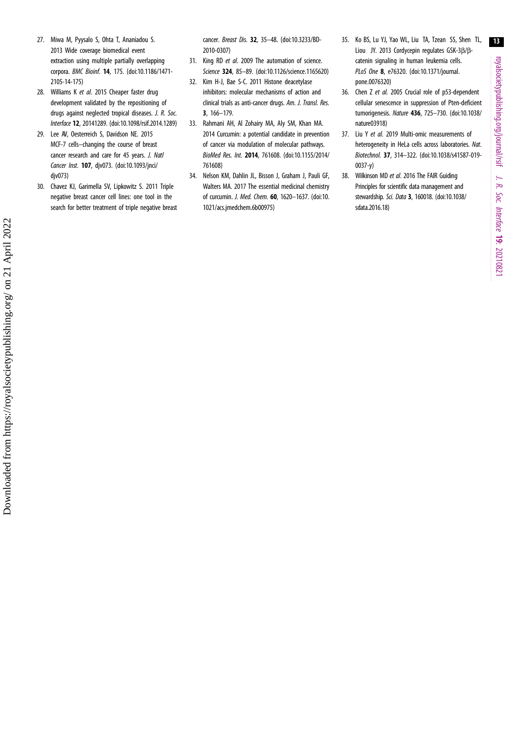27. Miwa M, Pyysalo S, Ohta T, Ananiadou S. 2013 Wide coverage biomedical event extraction using multiple partially overlapping corpora. *BMC Bioinf.* **14**, 175. (doi:10.1186/1471-2105-14-175)
28. Williams K *et al*. 2015 Cheaper faster drug development validated by the repositioning of drugs against neglected tropical diseases. *J. R. Soc. Interface* **12**, 20141289. (doi:10.1098/rsif.2014.1289)
29. Lee AV, Oesterreich S, Davidson NE. 2015 MCF-7 cells—changing the course of breast cancer research and care for 45 years. *J. Natl Cancer Inst.* **107**, djv073. (doi:10.1093/jnci/djv073)
30. Chavez KJ, Garimella SV, Lipkowitz S. 2011 Triple negative breast cancer cell lines: one tool in the search for better treatment of triple negative breast cancer. *Breast Dis.* **32**, 35–48. (doi:10.3233/BD-2010-0307)
31. King RD *et al*. 2009 The automation of science. *Science* **324**, 85–89. (doi:10.1126/science.1165620)
32. Kim H-J, Bae S-C. 2011 Histone deacetylase inhibitors: molecular mechanisms of action and clinical trials as anti-cancer drugs. *Am. J. Transl. Res.* **3**, 166–179.
33. Rahmani AH, Al Zohairy MA, Aly SM, Khan MA. 2014 Curcumin: a potential candidate in prevention of cancer via modulation of molecular pathways. *BioMed Res. Int.* **2014**, 761608. (doi:10.1155/2014/761608)
34. Nelson KM, Dahlin JL, Bisson J, Graham J, Pauli GF, Walters MA. 2017 The essential medicinal chemistry of curcumin. *J. Med. Chem.* **60**, 1620–1637. (doi:10.1021/acs.jmedchem.6b00975)
35. Ko BS, Lu YJ, Yao WL, Liu TA, Tzean SS, Shen TL, Liou JY. 2013 Cordycepin regulates GSK-3β/β-catenin signaling in human leukemia cells. *PLoS One* **8**, e76320. (doi:10.1371/journal.pone.0076320)
36. Chen Z *et al.* 2005 Crucial role of p53-dependent cellular senescence in suppression of Pten-deficient tumorigenesis. *Nature* **436**, 725–730. (doi:10.1038/nature03918)
37. Liu Y *et al.* 2019 Multi-omic measurements of heterogeneity in HeLa cells across laboratories. *Nat. Biotechnol.* **37**, 314–322. (doi:10.1038/s41587-019-0037-y)
38. Wilkinson MD *et al*. 2016 The FAIR Guiding Principles for scientific data management and stewardship. *Sci. Data* **3**, 160018. (doi:10.1038/sdata.2016.18)